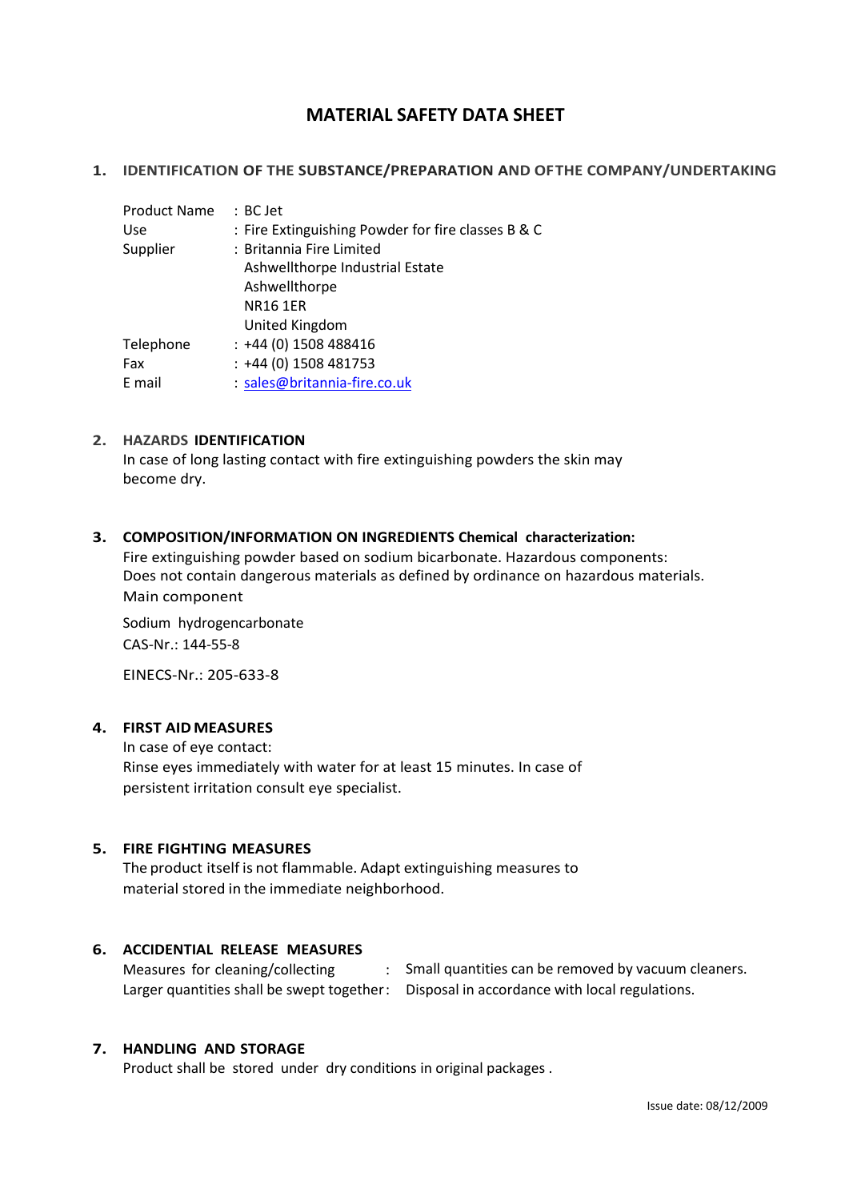# MATERIAL SAFETY DATA SHEET

## 1. IDENTIFICATION OF THE SUBSTANCE/PREPARATION AND OFTHE COMPANY/UNDERTAKING

| | |
|---|---|
| Product Name | : BC Jet |
| Use | : Fire Extinguishing Powder for fire classes B & C |
| Supplier | : Britannia Fire Limited<br>Ashwellthorpe Industrial Estate<br>Ashwellthorpe<br>NR16 1ER<br>United Kingdom |
| Telephone | : +44 (0) 1508 488416 |
| Fax | : +44 (0) 1508 481753 |
| E mail | : sales@britannia-fire.co.uk |

## 2. HAZARDS IDENTIFICATION

In case of long lasting contact with fire extinguishing powders the skin may become dry.

## 3. COMPOSITION/INFORMATION ON INGREDIENTS Chemical characterization:

Fire extinguishing powder based on sodium bicarbonate. Hazardous components: Does not contain dangerous materials as defined by ordinance on hazardous materials.

Main component

Sodium hydrogencarbonate

CAS-Nr.: 144-55-8

EINECS-Nr.: 205-633-8

## 4. FIRST AID MEASURES

In case of eye contact:

Rinse eyes immediately with water for at least 15 minutes. In case of persistent irritation consult eye specialist.

## 5. FIRE FIGHTING MEASURES

The product itself is not flammable. Adapt extinguishing measures to material stored in the immediate neighborhood.

## 6. ACCIDENTIAL RELEASE MEASURES

Measures for cleaning/collecting : Small quantities can be removed by vacuum cleaners.

Larger quantities shall be swept together : Disposal in accordance with local regulations.

## 7. HANDLING AND STORAGE

Product shall be stored under dry conditions in original packages .

Issue date: 08/12/2009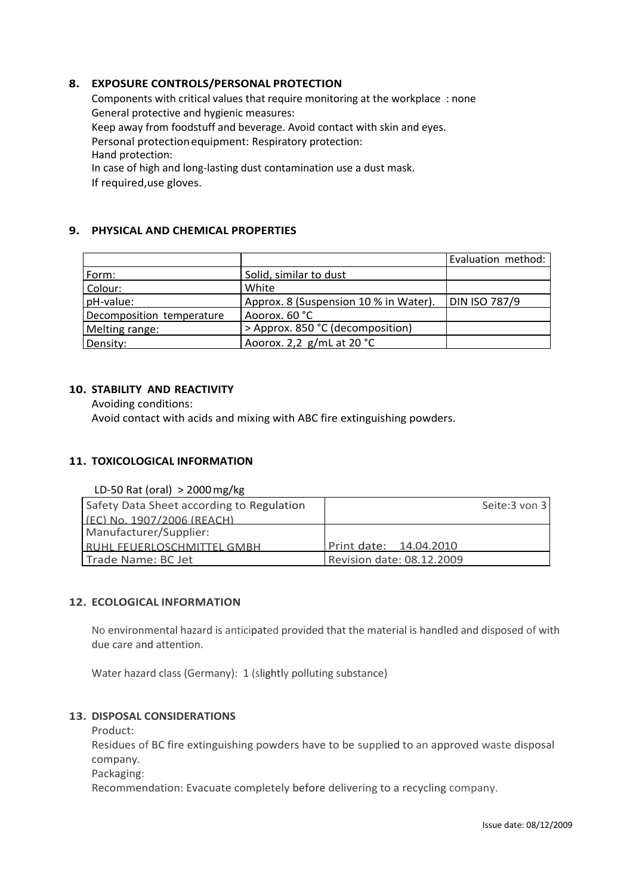## 8. EXPOSURE CONTROLS/PERSONAL PROTECTION

Components with critical values that require monitoring at the workplace : none
General protective and hygienic measures:
Keep away from foodstuff and beverage. Avoid contact with skin and eyes.
Personal protection equipment: Respiratory protection:
Hand protection:
In case of high and long-lasting dust contamination use a dust mask.
If required,use gloves.

## 9. PHYSICAL AND CHEMICAL PROPERTIES

| | | Evaluation method: |
|---|---|---|
| Form: | Solid, similar to dust | |
| Colour: | White | |
| pH-value: | Approx. 8 (Suspension 10 % in Water). | DIN ISO 787/9 |
| Decomposition temperature | Aoorox. 60 °C | |
| Melting range: | > Approx. 850 °C (decomposition) | |
| Density: | Aoorox. 2,2 g/mL at 20 °C | |

## 10. STABILITY AND REACTIVITY

Avoiding conditions:
Avoid contact with acids and mixing with ABC fire extinguishing powders.

## 11. TOXICOLOGICAL INFORMATION

LD-50 Rat (oral) > 2000 mg/kg

## 12. ECOLOGICAL INFORMATION

No environmental hazard is anticipated provided that the material is handled and disposed of with due care and attention.

Water hazard class (Germany): 1 (slightly polluting substance)

## 13. DISPOSAL CONSIDERATIONS

Product:
Residues of BC fire extinguishing powders have to be supplied to an approved waste disposal company.
Packaging:
Recommendation: Evacuate completely before delivering to a recycling company.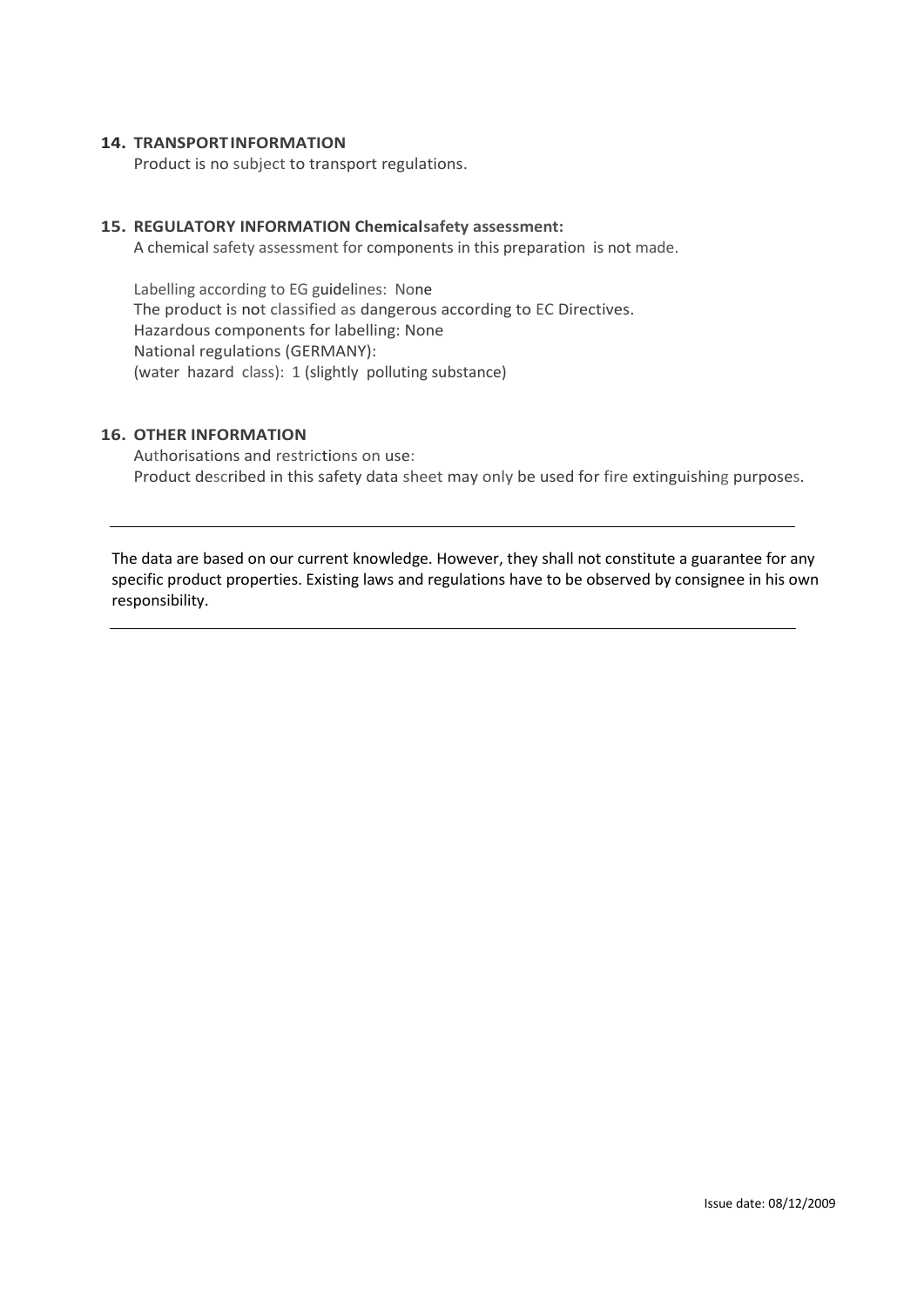## 14. TRANSPORT INFORMATION

Product is no subject to transport regulations.

## 15. REGULATORY INFORMATION Chemicalsafety assessment:

A chemical safety assessment for components in this preparation is not made.

Labelling according to EG guidelines: None
The product is not classified as dangerous according to EC Directives.
Hazardous components for labelling: None
National regulations (GERMANY):
(water hazard class): 1 (slightly polluting substance)

## 16. OTHER INFORMATION

Authorisations and restrictions on use:
Product described in this safety data sheet may only be used for fire extinguishing purposes.

---

The data are based on our current knowledge. However, they shall not constitute a guarantee for any specific product properties. Existing laws and regulations have to be observed by consignee in his own responsibility.

---

Issue date: 08/12/2009